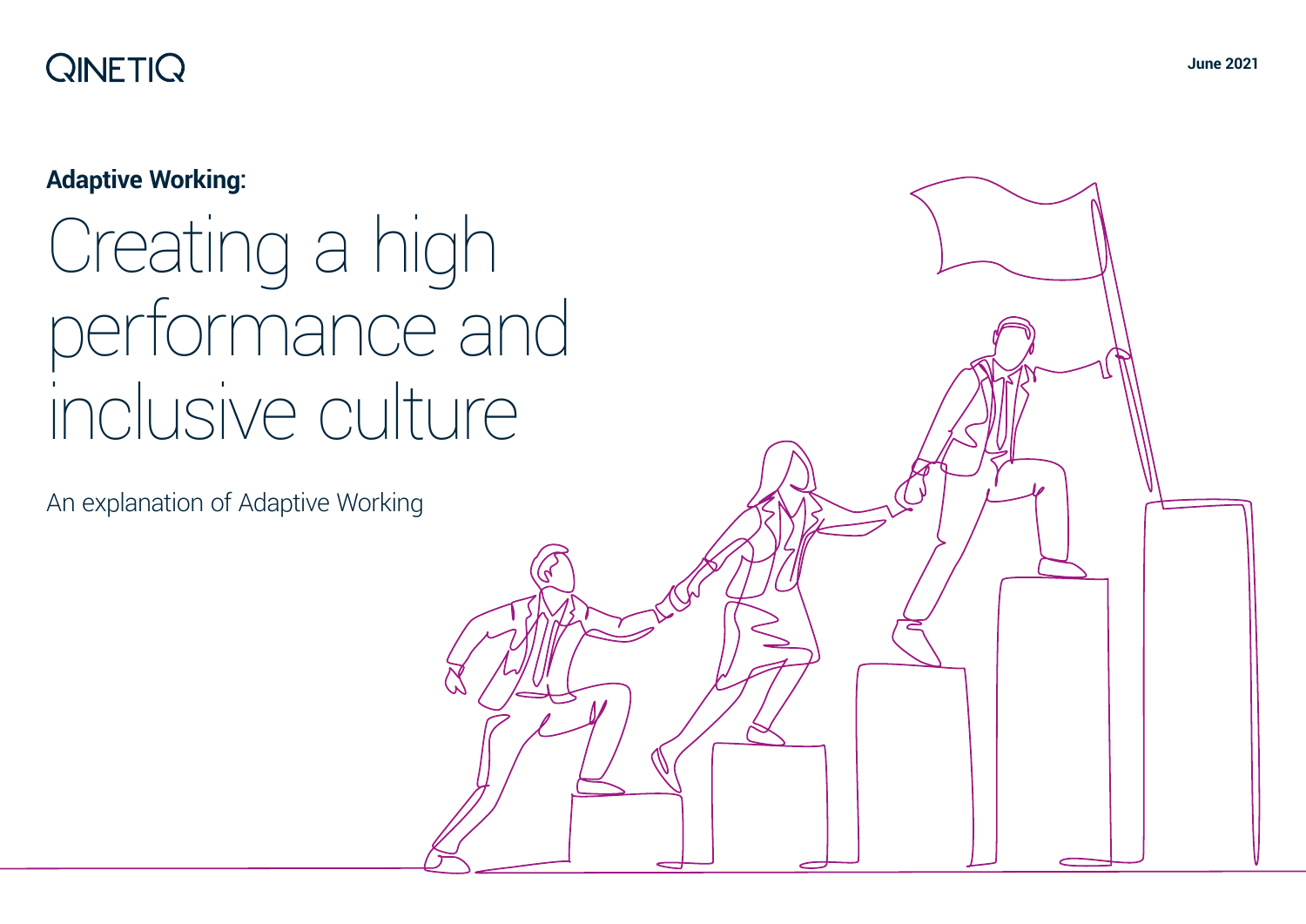QINETIQ

June 2021

**Adaptive Working:**

# Creating a high performance and inclusive culture

An explanation of Adaptive Working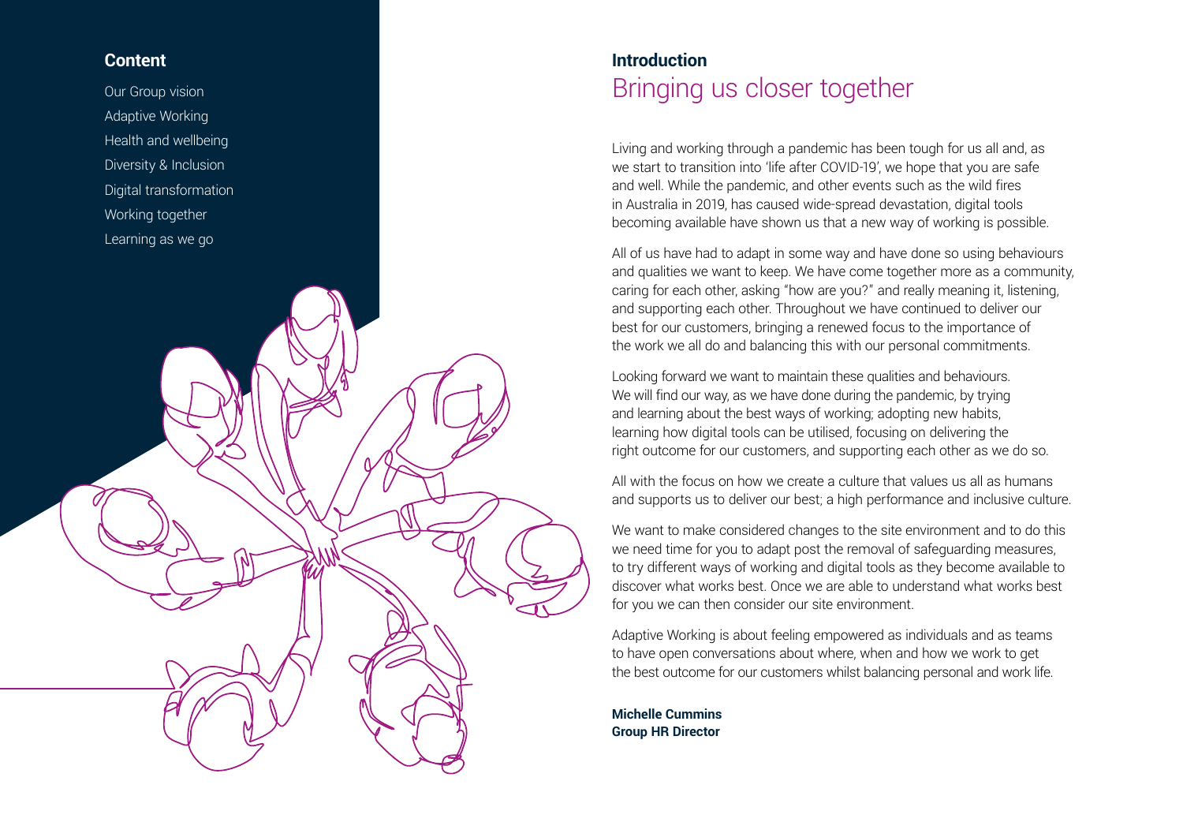## Content

- Our Group vision
- Adaptive Working
- Health and wellbeing
- Diversity & Inclusion
- Digital transformation
- Working together
- Learning as we go

## Introduction

# Bringing us closer together

Living and working through a pandemic has been tough for us all and, as we start to transition into 'life after COVID-19', we hope that you are safe and well. While the pandemic, and other events such as the wild fires in Australia in 2019, has caused wide-spread devastation, digital tools becoming available have shown us that a new way of working is possible.

All of us have had to adapt in some way and have done so using behaviours and qualities we want to keep. We have come together more as a community, caring for each other, asking "how are you?" and really meaning it, listening, and supporting each other. Throughout we have continued to deliver our best for our customers, bringing a renewed focus to the importance of the work we all do and balancing this with our personal commitments.

Looking forward we want to maintain these qualities and behaviours. We will find our way, as we have done during the pandemic, by trying and learning about the best ways of working; adopting new habits, learning how digital tools can be utilised, focusing on delivering the right outcome for our customers, and supporting each other as we do so.

All with the focus on how we create a culture that values us all as humans and supports us to deliver our best; a high performance and inclusive culture.

We want to make considered changes to the site environment and to do this we need time for you to adapt post the removal of safeguarding measures, to try different ways of working and digital tools as they become available to discover what works best. Once we are able to understand what works best for you we can then consider our site environment.

Adaptive Working is about feeling empowered as individuals and as teams to have open conversations about where, when and how we work to get the best outcome for our customers whilst balancing personal and work life.

**Michelle Cummins**
**Group HR Director**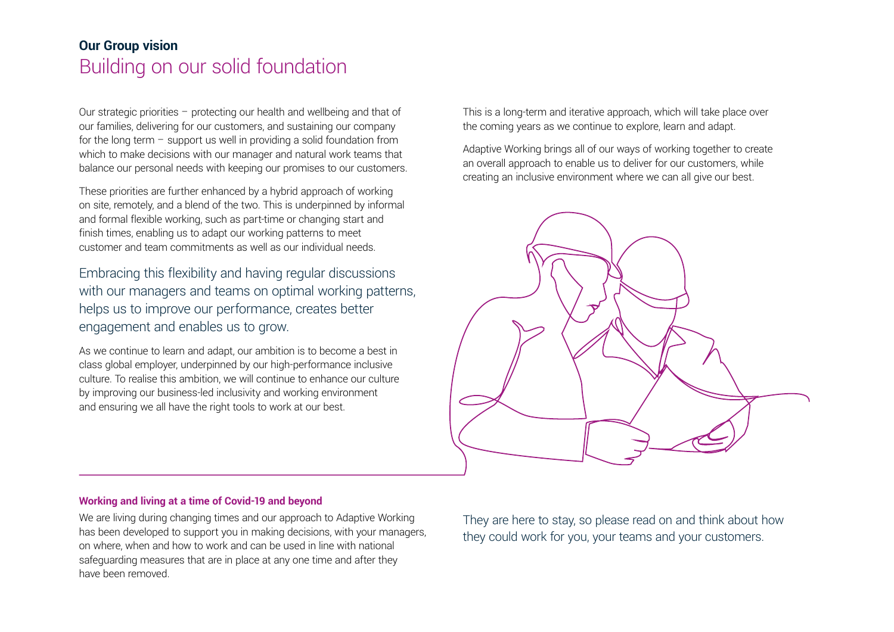**Our Group vision**

# Building on our solid foundation

Our strategic priorities – protecting our health and wellbeing and that of our families, delivering for our customers, and sustaining our company for the long term – support us well in providing a solid foundation from which to make decisions with our manager and natural work teams that balance our personal needs with keeping our promises to our customers.

These priorities are further enhanced by a hybrid approach of working on site, remotely, and a blend of the two. This is underpinned by informal and formal flexible working, such as part-time or changing start and finish times, enabling us to adapt our working patterns to meet customer and team commitments as well as our individual needs.

Embracing this flexibility and having regular discussions with our managers and teams on optimal working patterns, helps us to improve our performance, creates better engagement and enables us to grow.

As we continue to learn and adapt, our ambition is to become a best in class global employer, underpinned by our high-performance inclusive culture. To realise this ambition, we will continue to enhance our culture by improving our business-led inclusivity and working environment and ensuring we all have the right tools to work at our best.

This is a long-term and iterative approach, which will take place over the coming years as we continue to explore, learn and adapt.

Adaptive Working brings all of our ways of working together to create an overall approach to enable us to deliver for our customers, while creating an inclusive environment where we can all give our best.

**Working and living at a time of Covid-19 and beyond**

We are living during changing times and our approach to Adaptive Working has been developed to support you in making decisions, with your managers, on where, when and how to work and can be used in line with national safeguarding measures that are in place at any one time and after they have been removed.

They are here to stay, so please read on and think about how they could work for you, your teams and your customers.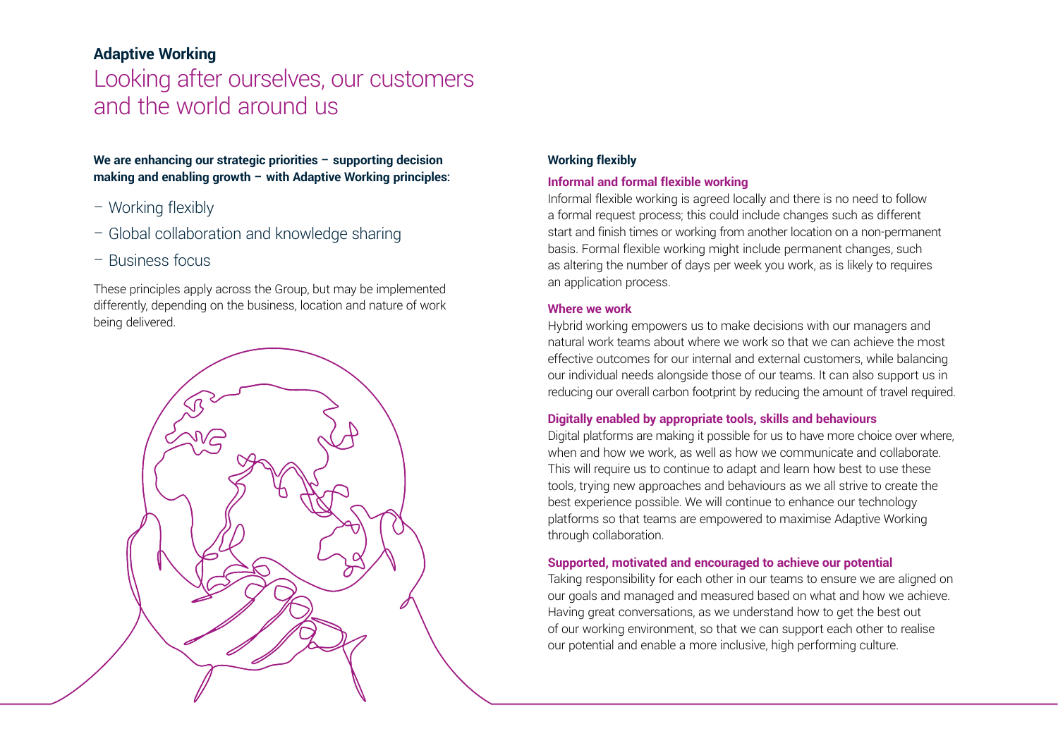## Adaptive Working

# Looking after ourselves, our customers and the world around us

**We are enhancing our strategic priorities – supporting decision making and enabling growth – with Adaptive Working principles:**

- Working flexibly
- Global collaboration and knowledge sharing
- Business focus

These principles apply across the Group, but may be implemented differently, depending on the business, location and nature of work being delivered.

### Working flexibly

**Informal and formal flexible working**

Informal flexible working is agreed locally and there is no need to follow a formal request process; this could include changes such as different start and finish times or working from another location on a non-permanent basis. Formal flexible working might include permanent changes, such as altering the number of days per week you work, as is likely to requires an application process.

**Where we work**

Hybrid working empowers us to make decisions with our managers and natural work teams about where we work so that we can achieve the most effective outcomes for our internal and external customers, while balancing our individual needs alongside those of our teams. It can also support us in reducing our overall carbon footprint by reducing the amount of travel required.

**Digitally enabled by appropriate tools, skills and behaviours**

Digital platforms are making it possible for us to have more choice over where, when and how we work, as well as how we communicate and collaborate. This will require us to continue to adapt and learn how best to use these tools, trying new approaches and behaviours as we all strive to create the best experience possible. We will continue to enhance our technology platforms so that teams are empowered to maximise Adaptive Working through collaboration.

**Supported, motivated and encouraged to achieve our potential**

Taking responsibility for each other in our teams to ensure we are aligned on our goals and managed and measured based on what and how we achieve. Having great conversations, as we understand how to get the best out of our working environment, so that we can support each other to realise our potential and enable a more inclusive, high performing culture.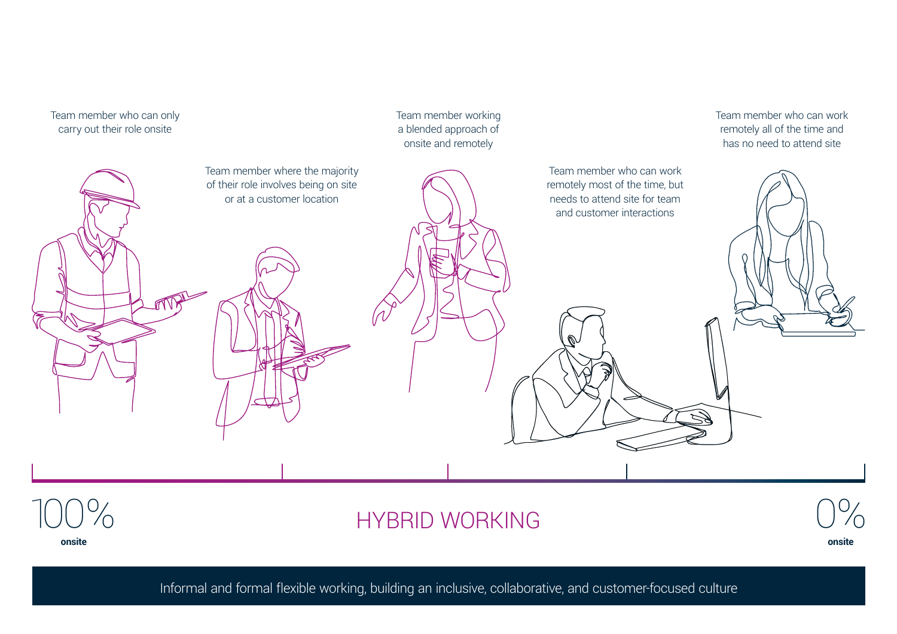Team member who can only carry out their role onsite

Team member where the majority of their role involves being on site or at a customer location

Team member working a blended approach of onsite and remotely

Team member who can work remotely most of the time, but needs to attend site for team and customer interactions

Team member who can work remotely all of the time and has no need to attend site

100% **onsite**

HYBRID WORKING

0% **onsite**

Informal and formal flexible working, building an inclusive, collaborative, and customer-focused culture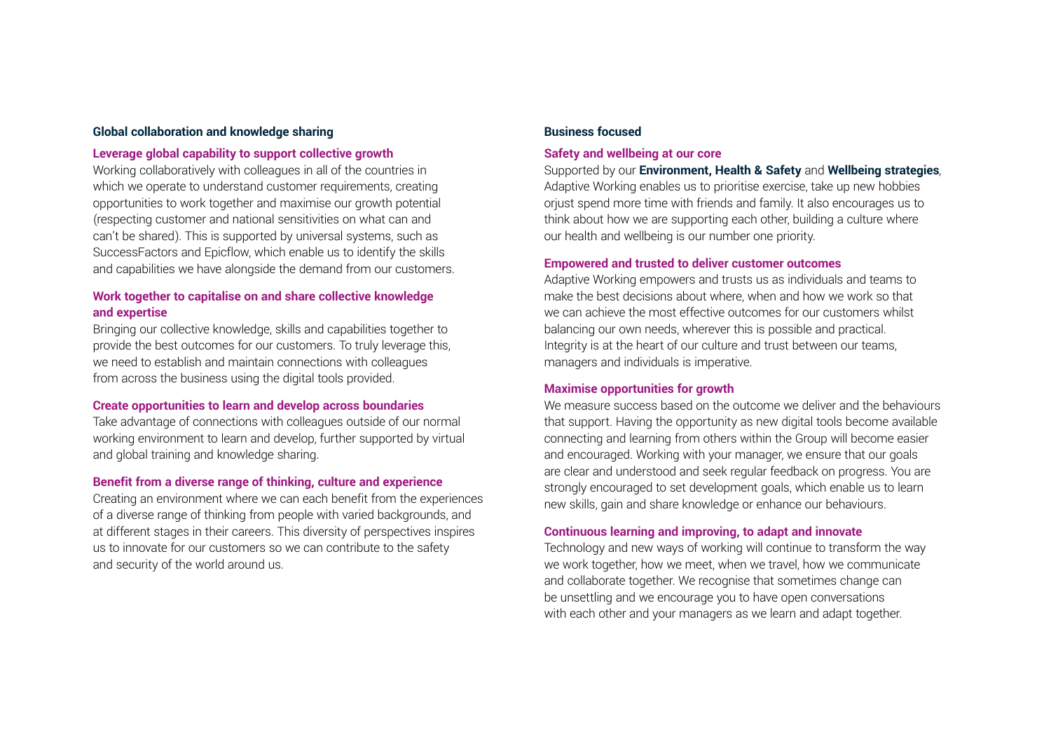## Global collaboration and knowledge sharing

### Leverage global capability to support collective growth

Working collaboratively with colleagues in all of the countries in which we operate to understand customer requirements, creating opportunities to work together and maximise our growth potential (respecting customer and national sensitivities on what can and can't be shared). This is supported by universal systems, such as SuccessFactors and Epicflow, which enable us to identify the skills and capabilities we have alongside the demand from our customers.

### Work together to capitalise on and share collective knowledge and expertise

Bringing our collective knowledge, skills and capabilities together to provide the best outcomes for our customers. To truly leverage this, we need to establish and maintain connections with colleagues from across the business using the digital tools provided.

### Create opportunities to learn and develop across boundaries

Take advantage of connections with colleagues outside of our normal working environment to learn and develop, further supported by virtual and global training and knowledge sharing.

### Benefit from a diverse range of thinking, culture and experience

Creating an environment where we can each benefit from the experiences of a diverse range of thinking from people with varied backgrounds, and at different stages in their careers. This diversity of perspectives inspires us to innovate for our customers so we can contribute to the safety and security of the world around us.

## Business focused

### Safety and wellbeing at our core

Supported by our **Environment, Health & Safety** and **Wellbeing strategies**, Adaptive Working enables us to prioritise exercise, take up new hobbies orjust spend more time with friends and family. It also encourages us to think about how we are supporting each other, building a culture where our health and wellbeing is our number one priority.

### Empowered and trusted to deliver customer outcomes

Adaptive Working empowers and trusts us as individuals and teams to make the best decisions about where, when and how we work so that we can achieve the most effective outcomes for our customers whilst balancing our own needs, wherever this is possible and practical. Integrity is at the heart of our culture and trust between our teams, managers and individuals is imperative.

### Maximise opportunities for growth

We measure success based on the outcome we deliver and the behaviours that support. Having the opportunity as new digital tools become available connecting and learning from others within the Group will become easier and encouraged. Working with your manager, we ensure that our goals are clear and understood and seek regular feedback on progress. You are strongly encouraged to set development goals, which enable us to learn new skills, gain and share knowledge or enhance our behaviours.

### Continuous learning and improving, to adapt and innovate

Technology and new ways of working will continue to transform the way we work together, how we meet, when we travel, how we communicate and collaborate together. We recognise that sometimes change can be unsettling and we encourage you to have open conversations with each other and your managers as we learn and adapt together.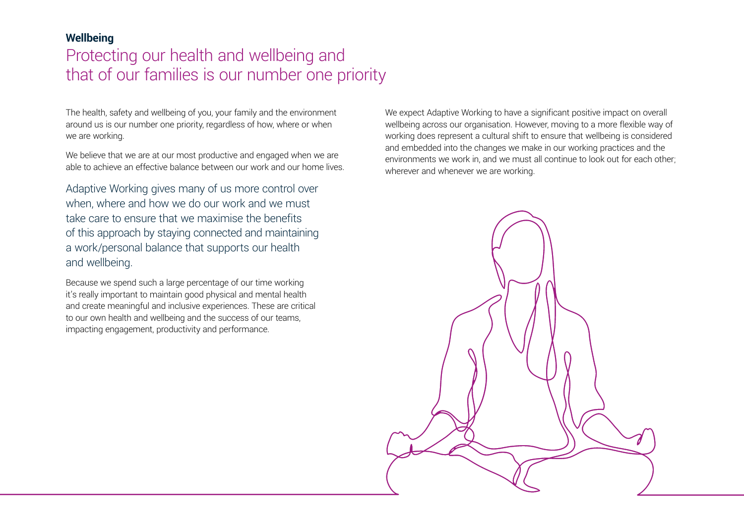**Wellbeing**

# Protecting our health and wellbeing and that of our families is our number one priority

The health, safety and wellbeing of you, your family and the environment around us is our number one priority, regardless of how, where or when we are working.

We believe that we are at our most productive and engaged when we are able to achieve an effective balance between our work and our home lives.

Adaptive Working gives many of us more control over when, where and how we do our work and we must take care to ensure that we maximise the benefits of this approach by staying connected and maintaining a work/personal balance that supports our health and wellbeing.

Because we spend such a large percentage of our time working it's really important to maintain good physical and mental health and create meaningful and inclusive experiences. These are critical to our own health and wellbeing and the success of our teams, impacting engagement, productivity and performance.

We expect Adaptive Working to have a significant positive impact on overall wellbeing across our organisation. However, moving to a more flexible way of working does represent a cultural shift to ensure that wellbeing is considered and embedded into the changes we make in our working practices and the environments we work in, and we must all continue to look out for each other; wherever and whenever we are working.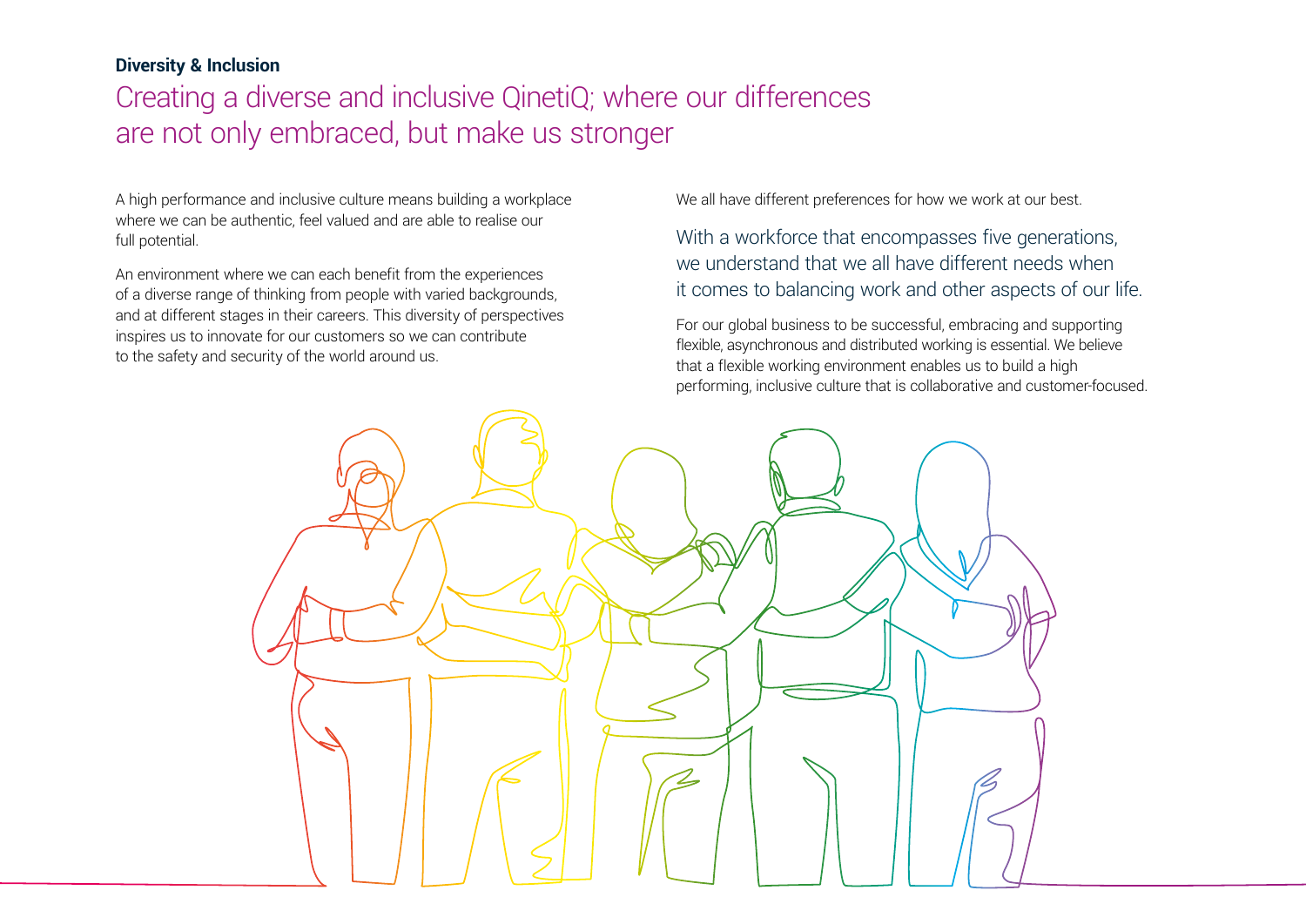**Diversity & Inclusion**

# Creating a diverse and inclusive QinetiQ; where our differences are not only embraced, but make us stronger

A high performance and inclusive culture means building a workplace where we can be authentic, feel valued and are able to realise our full potential.

An environment where we can each benefit from the experiences of a diverse range of thinking from people with varied backgrounds, and at different stages in their careers. This diversity of perspectives inspires us to innovate for our customers so we can contribute to the safety and security of the world around us.

We all have different preferences for how we work at our best.

With a workforce that encompasses five generations, we understand that we all have different needs when it comes to balancing work and other aspects of our life.

For our global business to be successful, embracing and supporting flexible, asynchronous and distributed working is essential. We believe that a flexible working environment enables us to build a high performing, inclusive culture that is collaborative and customer-focused.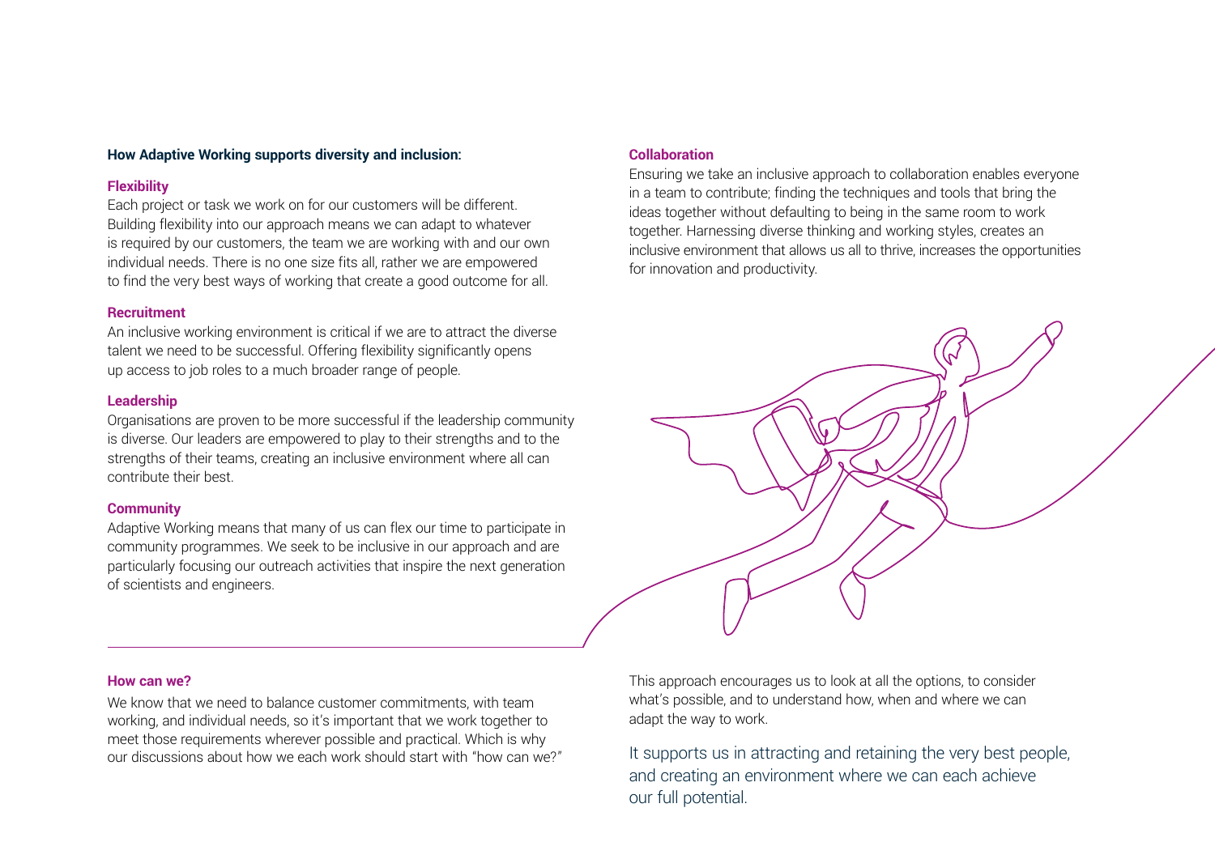## How Adaptive Working supports diversity and inclusion:

### Flexibility

Each project or task we work on for our customers will be different. Building flexibility into our approach means we can adapt to whatever is required by our customers, the team we are working with and our own individual needs. There is no one size fits all, rather we are empowered to find the very best ways of working that create a good outcome for all.

### Recruitment

An inclusive working environment is critical if we are to attract the diverse talent we need to be successful. Offering flexibility significantly opens up access to job roles to a much broader range of people.

### Leadership

Organisations are proven to be more successful if the leadership community is diverse. Our leaders are empowered to play to their strengths and to the strengths of their teams, creating an inclusive environment where all can contribute their best.

### Community

Adaptive Working means that many of us can flex our time to participate in community programmes. We seek to be inclusive in our approach and are particularly focusing our outreach activities that inspire the next generation of scientists and engineers.

### Collaboration

Ensuring we take an inclusive approach to collaboration enables everyone in a team to contribute; finding the techniques and tools that bring the ideas together without defaulting to being in the same room to work together. Harnessing diverse thinking and working styles, creates an inclusive environment that allows us all to thrive, increases the opportunities for innovation and productivity.

## How can we?

We know that we need to balance customer commitments, with team working, and individual needs, so it's important that we work together to meet those requirements wherever possible and practical. Which is why our discussions about how we each work should start with "how can we?"

This approach encourages us to look at all the options, to consider what's possible, and to understand how, when and where we can adapt the way to work.

It supports us in attracting and retaining the very best people, and creating an environment where we can each achieve our full potential.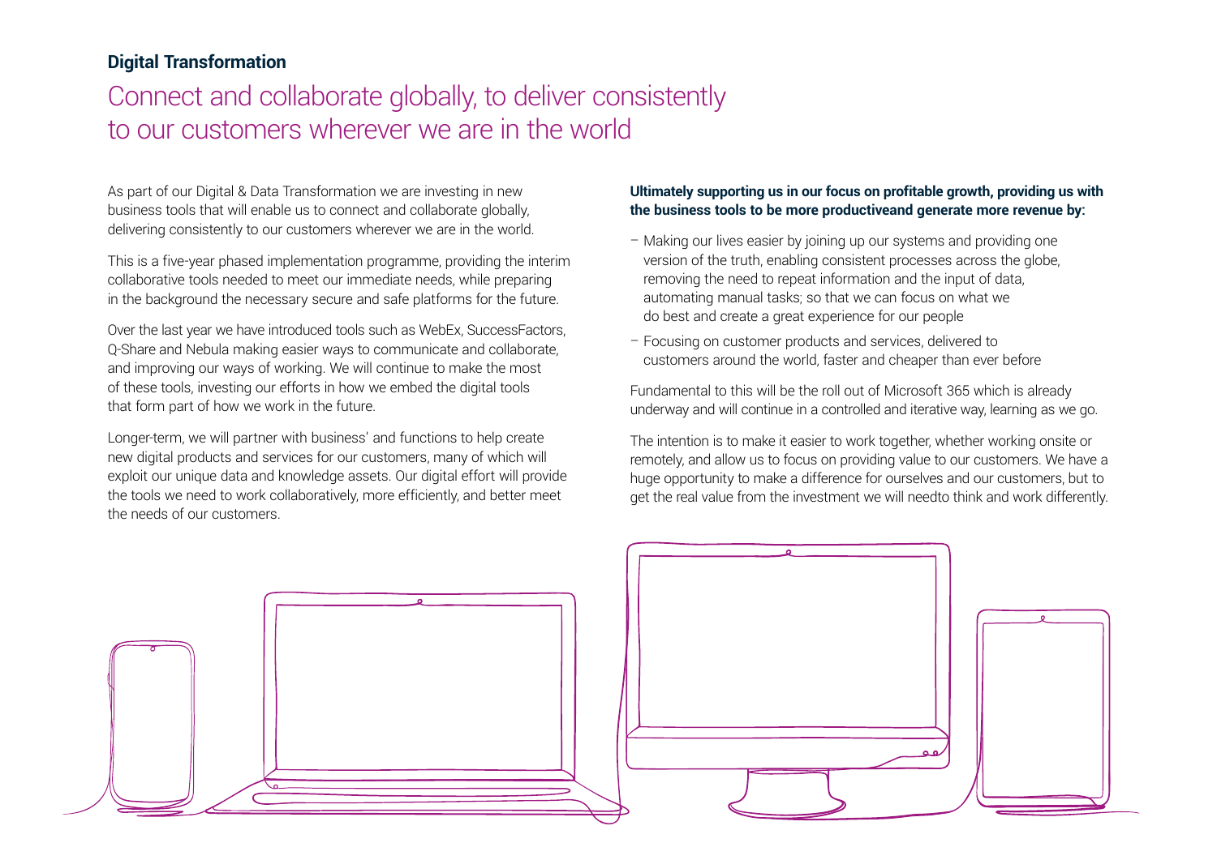**Digital Transformation**

# Connect and collaborate globally, to deliver consistently to our customers wherever we are in the world

As part of our Digital & Data Transformation we are investing in new business tools that will enable us to connect and collaborate globally, delivering consistently to our customers wherever we are in the world.

This is a five-year phased implementation programme, providing the interim collaborative tools needed to meet our immediate needs, while preparing in the background the necessary secure and safe platforms for the future.

Over the last year we have introduced tools such as WebEx, SuccessFactors, Q-Share and Nebula making easier ways to communicate and collaborate, and improving our ways of working. We will continue to make the most of these tools, investing our efforts in how we embed the digital tools that form part of how we work in the future.

Longer-term, we will partner with business' and functions to help create new digital products and services for our customers, many of which will exploit our unique data and knowledge assets. Our digital effort will provide the tools we need to work collaboratively, more efficiently, and better meet the needs of our customers.

**Ultimately supporting us in our focus on profitable growth, providing us with the business tools to be more productiveand generate more revenue by:**

- Making our lives easier by joining up our systems and providing one version of the truth, enabling consistent processes across the globe, removing the need to repeat information and the input of data, automating manual tasks; so that we can focus on what we do best and create a great experience for our people
- Focusing on customer products and services, delivered to customers around the world, faster and cheaper than ever before

Fundamental to this will be the roll out of Microsoft 365 which is already underway and will continue in a controlled and iterative way, learning as we go.

The intention is to make it easier to work together, whether working onsite or remotely, and allow us to focus on providing value to our customers. We have a huge opportunity to make a difference for ourselves and our customers, but to get the real value from the investment we will needto think and work differently.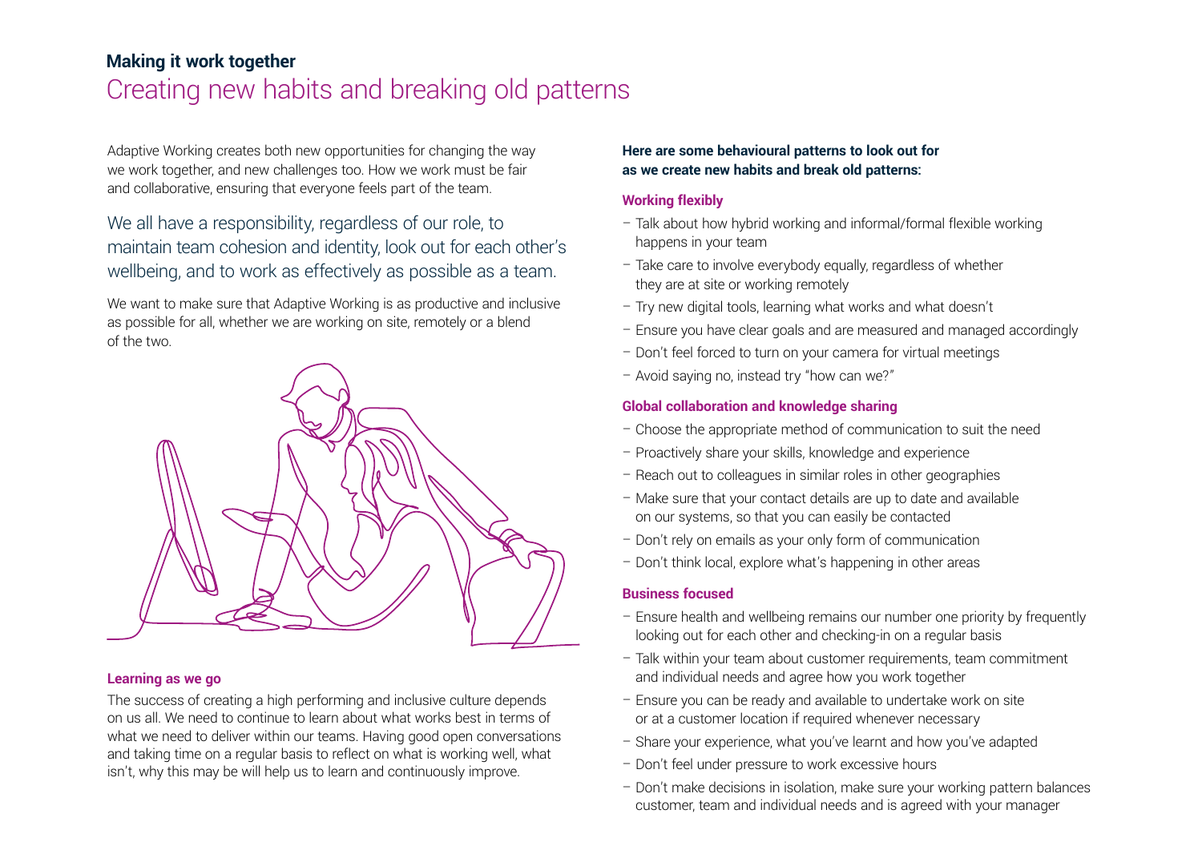**Making it work together**

# Creating new habits and breaking old patterns

Adaptive Working creates both new opportunities for changing the way we work together, and new challenges too. How we work must be fair and collaborative, ensuring that everyone feels part of the team.

We all have a responsibility, regardless of our role, to maintain team cohesion and identity, look out for each other's wellbeing, and to work as effectively as possible as a team.

We want to make sure that Adaptive Working is as productive and inclusive as possible for all, whether we are working on site, remotely or a blend of the two.

### Learning as we go

The success of creating a high performing and inclusive culture depends on us all. We need to continue to learn about what works best in terms of what we need to deliver within our teams. Having good open conversations and taking time on a regular basis to reflect on what is working well, what isn't, why this may be will help us to learn and continuously improve.

**Here are some behavioural patterns to look out for as we create new habits and break old patterns:**

### Working flexibly

- Talk about how hybrid working and informal/formal flexible working happens in your team
- Take care to involve everybody equally, regardless of whether they are at site or working remotely
- Try new digital tools, learning what works and what doesn't
- Ensure you have clear goals and are measured and managed accordingly
- Don't feel forced to turn on your camera for virtual meetings
- Avoid saying no, instead try "how can we?"

### Global collaboration and knowledge sharing

- Choose the appropriate method of communication to suit the need
- Proactively share your skills, knowledge and experience
- Reach out to colleagues in similar roles in other geographies
- Make sure that your contact details are up to date and available on our systems, so that you can easily be contacted
- Don't rely on emails as your only form of communication
- Don't think local, explore what's happening in other areas

### Business focused

- Ensure health and wellbeing remains our number one priority by frequently looking out for each other and checking-in on a regular basis
- Talk within your team about customer requirements, team commitment and individual needs and agree how you work together
- Ensure you can be ready and available to undertake work on site or at a customer location if required whenever necessary
- Share your experience, what you've learnt and how you've adapted
- Don't feel under pressure to work excessive hours
- Don't make decisions in isolation, make sure your working pattern balances customer, team and individual needs and is agreed with your manager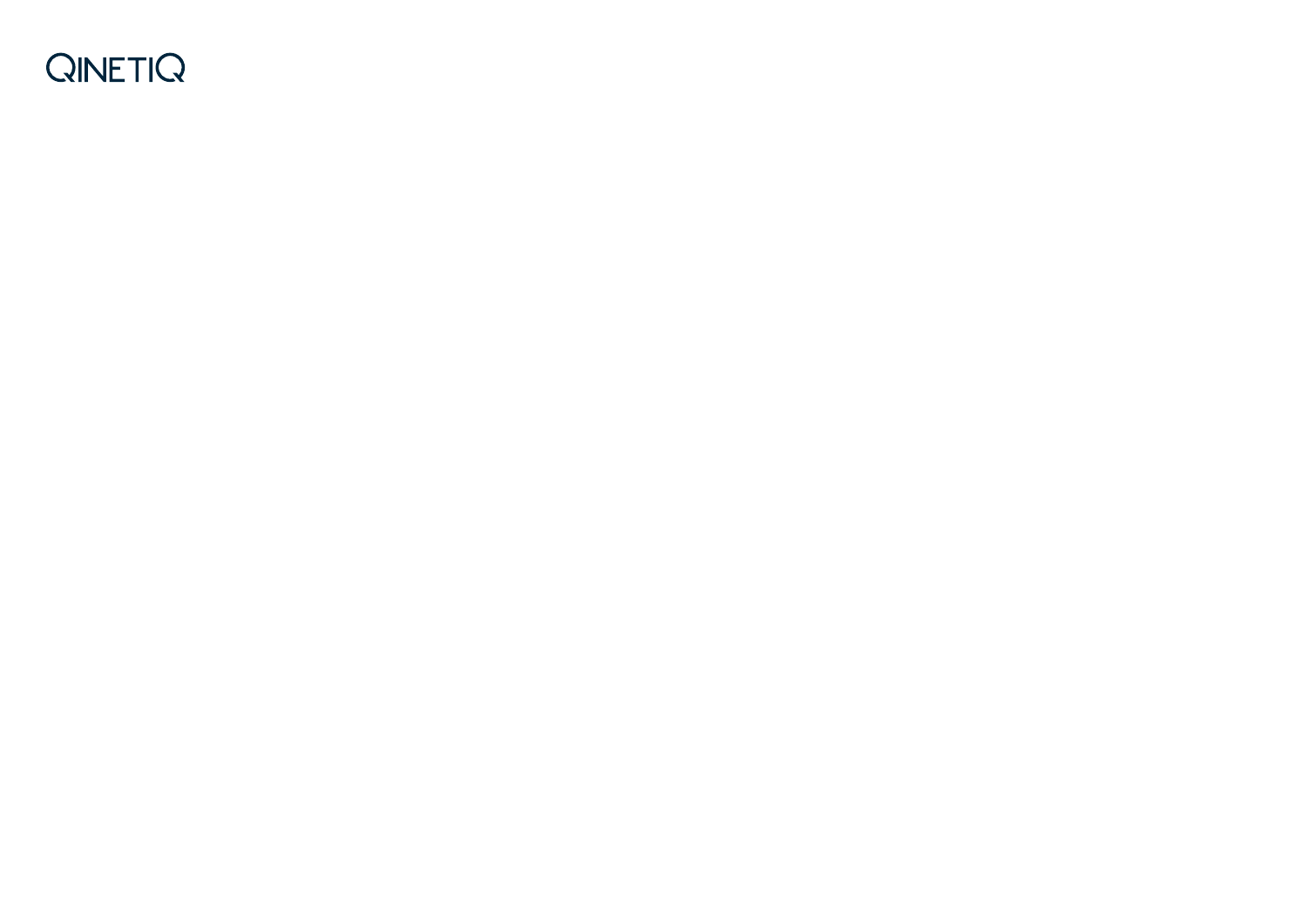QINETIQ